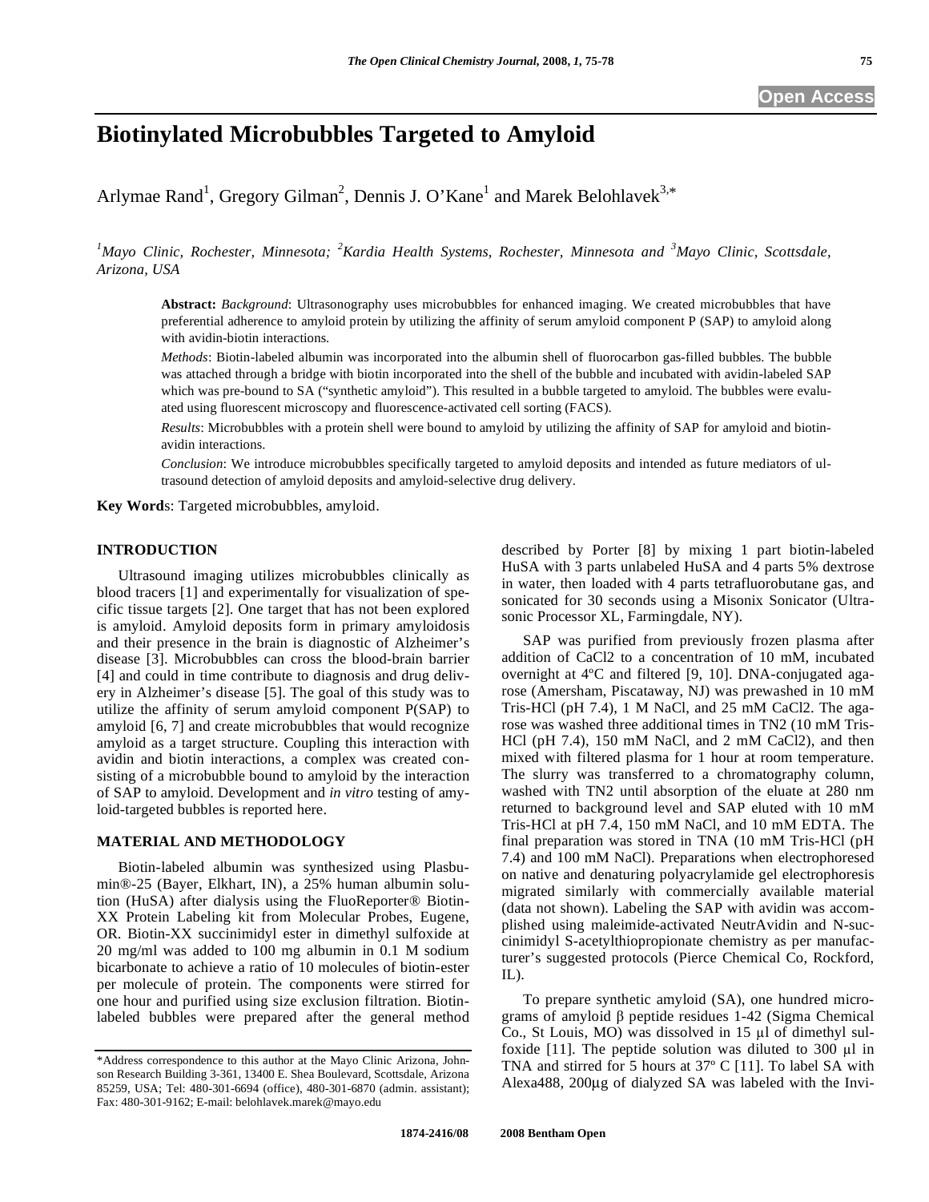# Biotinylated Microbubbles Targeted to Amyloid

Arlymae Rand[1], Gregory Gilman[2], Dennis J. O'Kane[1] and Marek Belohlavek[3,*]

[1]*Mayo Clinic, Rochester, Minnesota;* [2]*Kardia Health Systems, Rochester, Minnesota and* [3]*Mayo Clinic, Scottsdale, Arizona, USA*

**Abstract:** *Background*: Ultrasonography uses microbubbles for enhanced imaging. We created microbubbles that have preferential adherence to amyloid protein by utilizing the affinity of serum amyloid component P (SAP) to amyloid along with avidin-biotin interactions.

*Methods*: Biotin-labeled albumin was incorporated into the albumin shell of fluorocarbon gas-filled bubbles. The bubble was attached through a bridge with biotin incorporated into the shell of the bubble and incubated with avidin-labeled SAP which was pre-bound to SA ("synthetic amyloid"). This resulted in a bubble targeted to amyloid. The bubbles were evaluated using fluorescent microscopy and fluorescence-activated cell sorting (FACS).

*Results*: Microbubbles with a protein shell were bound to amyloid by utilizing the affinity of SAP for amyloid and biotin-avidin interactions.

*Conclusion*: We introduce microbubbles specifically targeted to amyloid deposits and intended as future mediators of ultrasound detection of amyloid deposits and amyloid-selective drug delivery.

**Key Words**: Targeted microbubbles, amyloid.

## INTRODUCTION

Ultrasound imaging utilizes microbubbles clinically as blood tracers [1] and experimentally for visualization of specific tissue targets [2]. One target that has not been explored is amyloid. Amyloid deposits form in primary amyloidosis and their presence in the brain is diagnostic of Alzheimer's disease [3]. Microbubbles can cross the blood-brain barrier [4] and could in time contribute to diagnosis and drug delivery in Alzheimer's disease [5]. The goal of this study was to utilize the affinity of serum amyloid component P(SAP) to amyloid [6, 7] and create microbubbles that would recognize amyloid as a target structure. Coupling this interaction with avidin and biotin interactions, a complex was created consisting of a microbubble bound to amyloid by the interaction of SAP to amyloid. Development and *in vitro* testing of amyloid-targeted bubbles is reported here.

## MATERIAL AND METHODOLOGY

Biotin-labeled albumin was synthesized using Plasbumin®-25 (Bayer, Elkhart, IN), a 25% human albumin solution (HuSA) after dialysis using the FluoReporter® Biotin-XX Protein Labeling kit from Molecular Probes, Eugene, OR. Biotin-XX succinimidyl ester in dimethyl sulfoxide at 20 mg/ml was added to 100 mg albumin in 0.1 M sodium bicarbonate to achieve a ratio of 10 molecules of biotin-ester per molecule of protein. The components were stirred for one hour and purified using size exclusion filtration. Biotin-labeled bubbles were prepared after the general method described by Porter [8] by mixing 1 part biotin-labeled HuSA with 3 parts unlabeled HuSA and 4 parts 5% dextrose in water, then loaded with 4 parts tetrafluorobutane gas, and sonicated for 30 seconds using a Misonix Sonicator (Ultrasonic Processor XL, Farmingdale, NY).

SAP was purified from previously frozen plasma after addition of $CaCl_2$ to a concentration of 10 mM, incubated overnight at 4ºC and filtered [9, 10]. DNA-conjugated agarose (Amersham, Piscataway, NJ) was prewashed in 10 mM Tris-HCl (pH 7.4), 1 M NaCl, and 25 mM $CaCl_2$. The agarose was washed three additional times in TN2 (10 mM Tris-HCl (pH 7.4), 150 mM NaCl, and 2 mM $CaCl_2$), and then mixed with filtered plasma for 1 hour at room temperature. The slurry was transferred to a chromatography column, washed with TN2 until absorption of the eluate at 280 nm returned to background level and SAP eluted with 10 mM Tris-HCl at pH 7.4, 150 mM NaCl, and 10 mM EDTA. The final preparation was stored in TNA (10 mM Tris-HCl (pH 7.4) and 100 mM NaCl). Preparations when electrophoresed on native and denaturing polyacrylamide gel electrophoresis migrated similarly with commercially available material (data not shown). Labeling the SAP with avidin was accomplished using maleimide-activated NeutrAvidin and N-succinimidyl S-acetylthiopropionate chemistry as per manufacturer's suggested protocols (Pierce Chemical Co, Rockford, IL).

To prepare synthetic amyloid (SA), one hundred micrograms of amyloid β peptide residues 1-42 (Sigma Chemical Co., St Louis, MO) was dissolved in 15 µl of dimethyl sulfoxide [11]. The peptide solution was diluted to 300 µl in TNA and stirred for 5 hours at 37º C [11]. To label SA with Alexa488, 200µg of dialyzed SA was labeled with the Invi-

*Address correspondence to this author at the Mayo Clinic Arizona, Johnson Research Building 3-361, 13400 E. Shea Boulevard, Scottsdale, Arizona 85259, USA; Tel: 480-301-6694 (office), 480-301-6870 (admin. assistant); Fax: 480-301-9162; E-mail: belohlavek.marek@mayo.edu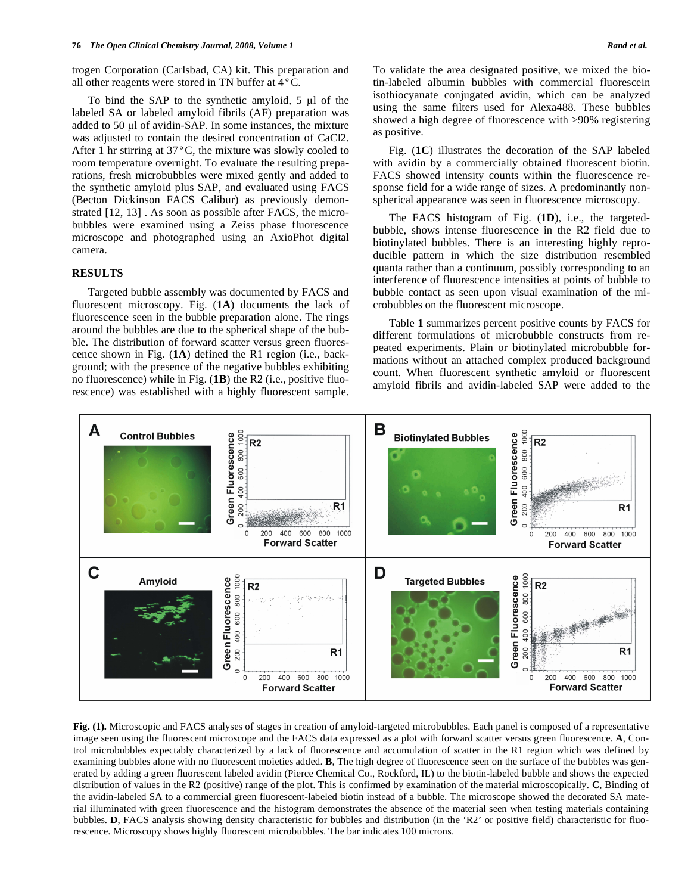trogen Corporation (Carlsbad, CA) kit. This preparation and all other reagents were stored in TN buffer at 4 °C.

To bind the SAP to the synthetic amyloid, 5 µl of the labeled SA or labeled amyloid fibrils (AF) preparation was added to 50 µl of avidin-SAP. In some instances, the mixture was adjusted to contain the desired concentration of $CaCl_2$. After 1 hr stirring at 37 °C, the mixture was slowly cooled to room temperature overnight. To evaluate the resulting preparations, fresh microbubbles were mixed gently and added to the synthetic amyloid plus SAP, and evaluated using FACS (Becton Dickinson FACS Calibur) as previously demonstrated [12, 13] . As soon as possible after FACS, the microbubbles were examined using a Zeiss phase fluorescence microscope and photographed using an AxioPhot digital camera.

## RESULTS

Targeted bubble assembly was documented by FACS and fluorescent microscopy. Fig. (**1A**) documents the lack of fluorescence seen in the bubble preparation alone. The rings around the bubbles are due to the spherical shape of the bubble. The distribution of forward scatter versus green fluorescence shown in Fig. (**1A**) defined the R1 region (i.e., background; with the presence of the negative bubbles exhibiting no fluorescence) while in Fig. (**1B**) the R2 (i.e., positive fluorescence) was established with a highly fluorescent sample. To validate the area designated positive, we mixed the biotin-labeled albumin bubbles with commercial fluorescein isothiocyanate conjugated avidin, which can be analyzed using the same filters used for Alexa488. These bubbles showed a high degree of fluorescence with >90% registering as positive.

Fig. (**1C**) illustrates the decoration of the SAP labeled with avidin by a commercially obtained fluorescent biotin. FACS showed intensity counts within the fluorescence response field for a wide range of sizes. A predominantly non-spherical appearance was seen in fluorescence microscopy.

The FACS histogram of Fig. (**1D**), i.e., the targeted-bubble, shows intense fluorescence in the R2 field due to biotinylated bubbles. There is an interesting highly reproducible pattern in which the size distribution resembled quanta rather than a continuum, possibly corresponding to an interference of fluorescence intensities at points of bubble to bubble contact as seen upon visual examination of the microbubbles on the fluorescent microscope.

Table **1** summarizes percent positive counts by FACS for different formulations of microbubble constructs from repeated experiments. Plain or biotinylated microbubble formations without an attached complex produced background count. When fluorescent synthetic amyloid or fluorescent amyloid fibrils and avidin-labeled SAP were added to the

**Fig. (1).** Microscopic and FACS analyses of stages in creation of amyloid-targeted microbubbles. Each panel is composed of a representative image seen using the fluorescent microscope and the FACS data expressed as a plot with forward scatter versus green fluorescence. **A**, Control microbubbles expectably characterized by a lack of fluorescence and accumulation of scatter in the R1 region which was defined by examining bubbles alone with no fluorescent moieties added. **B**, The high degree of fluorescence seen on the surface of the bubbles was generated by adding a green fluorescent labeled avidin (Pierce Chemical Co., Rockford, IL) to the biotin-labeled bubble and shows the expected distribution of values in the R2 (positive) range of the plot. This is confirmed by examination of the material microscopically. **C**, Binding of the avidin-labeled SA to a commercial green fluorescent-labeled biotin instead of a bubble. The microscope showed the decorated SA material illuminated with green fluorescence and the histogram demonstrates the absence of the material seen when testing materials containing bubbles. **D**, FACS analysis showing density characteristic for bubbles and distribution (in the 'R2' or positive field) characteristic for fluorescence. Microscopy shows highly fluorescent microbubbles. The bar indicates 100 microns.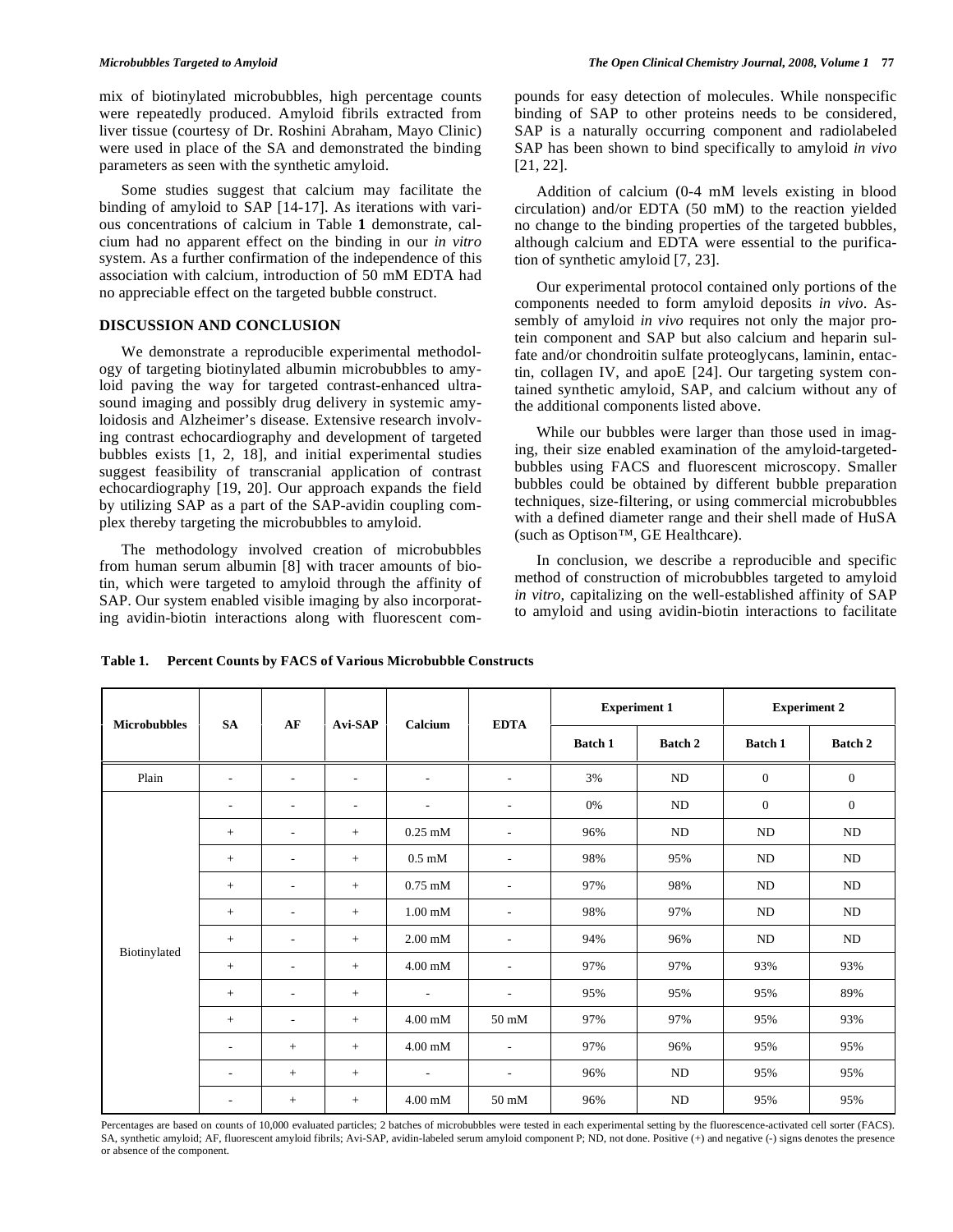mix of biotinylated microbubbles, high percentage counts were repeatedly produced. Amyloid fibrils extracted from liver tissue (courtesy of Dr. Roshini Abraham, Mayo Clinic) were used in place of the SA and demonstrated the binding parameters as seen with the synthetic amyloid.

Some studies suggest that calcium may facilitate the binding of amyloid to SAP [14-17]. As iterations with various concentrations of calcium in Table **1** demonstrate, calcium had no apparent effect on the binding in our *in vitro* system. As a further confirmation of the independence of this association with calcium, introduction of 50 mM EDTA had no appreciable effect on the targeted bubble construct.

## DISCUSSION AND CONCLUSION

We demonstrate a reproducible experimental methodology of targeting biotinylated albumin microbubbles to amyloid paving the way for targeted contrast-enhanced ultrasound imaging and possibly drug delivery in systemic amyloidosis and Alzheimer's disease. Extensive research involving contrast echocardiography and development of targeted bubbles exists [1, 2, 18], and initial experimental studies suggest feasibility of transcranial application of contrast echocardiography [19, 20]. Our approach expands the field by utilizing SAP as a part of the SAP-avidin coupling complex thereby targeting the microbubbles to amyloid.

The methodology involved creation of microbubbles from human serum albumin [8] with tracer amounts of biotin, which were targeted to amyloid through the affinity of SAP. Our system enabled visible imaging by also incorporating avidin-biotin interactions along with fluorescent compounds for easy detection of molecules. While nonspecific binding of SAP to other proteins needs to be considered, SAP is a naturally occurring component and radiolabeled SAP has been shown to bind specifically to amyloid *in vivo* [21, 22].

Addition of calcium (0-4 mM levels existing in blood circulation) and/or EDTA (50 mM) to the reaction yielded no change to the binding properties of the targeted bubbles, although calcium and EDTA were essential to the purification of synthetic amyloid [7, 23].

Our experimental protocol contained only portions of the components needed to form amyloid deposits *in vivo*. Assembly of amyloid *in vivo* requires not only the major protein component and SAP but also calcium and heparin sulfate and/or chondroitin sulfate proteoglycans, laminin, entactin, collagen IV, and apoE [24]. Our targeting system contained synthetic amyloid, SAP, and calcium without any of the additional components listed above.

While our bubbles were larger than those used in imaging, their size enabled examination of the amyloid-targeted-bubbles using FACS and fluorescent microscopy. Smaller bubbles could be obtained by different bubble preparation techniques, size-filtering, or using commercial microbubbles with a defined diameter range and their shell made of HuSA (such as Optison™, GE Healthcare).

In conclusion, we describe a reproducible and specific method of construction of microbubbles targeted to amyloid *in vitro*, capitalizing on the well-established affinity of SAP to amyloid and using avidin-biotin interactions to facilitate

**Table 1. Percent Counts by FACS of Various Microbubble Constructs**

| Microbubbles | SA | AF | Avi-SAP | Calcium | EDTA | Experiment 1 | | Experiment 2 | |
|---|---|---|---|---|---|---|---|---|---|
| | | | | | | Batch 1 | Batch 2 | Batch 1 | Batch 2 |
| Plain | - | - | - | - | - | 3% | ND | 0 | 0 |
| Biotinylated | - | - | - | - | - | 0% | ND | 0 | 0 |
| | + | - | + | 0.25 mM | - | 96% | ND | ND | ND |
| | + | - | + | 0.5 mM | - | 98% | 95% | ND | ND |
| | + | - | + | 0.75 mM | - | 97% | 98% | ND | ND |
| | + | - | + | 1.00 mM | - | 98% | 97% | ND | ND |
| | + | - | + | 2.00 mM | - | 94% | 96% | ND | ND |
| | + | - | + | 4.00 mM | - | 97% | 97% | 93% | 93% |
| | + | - | + | - | - | 95% | 95% | 95% | 89% |
| | + | - | + | 4.00 mM | 50 mM | 97% | 97% | 95% | 93% |
| | - | + | + | 4.00 mM | - | 97% | 96% | 95% | 95% |
| | - | + | + | - | - | 96% | ND | 95% | 95% |
| | - | + | + | 4.00 mM | 50 mM | 96% | ND | 95% | 95% |

Percentages are based on counts of 10,000 evaluated particles; 2 batches of microbubbles were tested in each experimental setting by the fluorescence-activated cell sorter (FACS). SA, synthetic amyloid; AF, fluorescent amyloid fibrils; Avi-SAP, avidin-labeled serum amyloid component P; ND, not done. Positive (+) and negative (-) signs denotes the presence or absence of the component.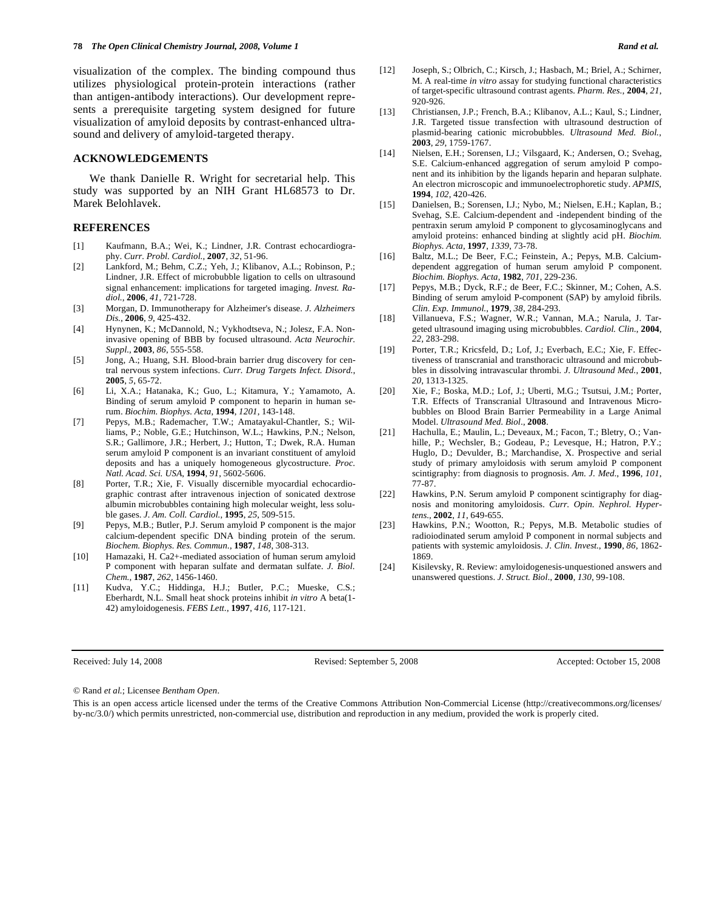visualization of the complex. The binding compound thus utilizes physiological protein-protein interactions (rather than antigen-antibody interactions). Our development represents a prerequisite targeting system designed for future visualization of amyloid deposits by contrast-enhanced ultrasound and delivery of amyloid-targeted therapy.

## ACKNOWLEDGEMENTS

We thank Danielle R. Wright for secretarial help. This study was supported by an NIH Grant HL68573 to Dr. Marek Belohlavek.

## REFERENCES

[1] Kaufmann, B.A.; Wei, K.; Lindner, J.R. Contrast echocardiography. *Curr. Probl. Cardiol.*, **2007**, *32*, 51-96.

[2] Lankford, M.; Behm, C.Z.; Yeh, J.; Klibanov, A.L.; Robinson, P.; Lindner, J.R. Effect of microbubble ligation to cells on ultrasound signal enhancement: implications for targeted imaging. *Invest. Radiol.*, **2006**, *41*, 721-728.

[3] Morgan, D. Immunotherapy for Alzheimer's disease. *J. Alzheimers Dis.*, **2006**, *9*, 425-432.

[4] Hynynen, K.; McDannold, N.; Vykhodtseva, N.; Jolesz, F.A. Non-invasive opening of BBB by focused ultrasound. *Acta Neurochir. Suppl.*, **2003**, *86*, 555-558.

[5] Jong, A.; Huang, S.H. Blood-brain barrier drug discovery for central nervous system infections. *Curr. Drug Targets Infect. Disord.*, **2005**, *5*, 65-72.

[6] Li, X.A.; Hatanaka, K.; Guo, L.; Kitamura, Y.; Yamamoto, A. Binding of serum amyloid P component to heparin in human serum. *Biochim. Biophys. Acta*, **1994**, *1201*, 143-148.

[7] Pepys, M.B.; Rademacher, T.W.; Amatayakul-Chantler, S.; Williams, P.; Noble, G.E.; Hutchinson, W.L.; Hawkins, P.N.; Nelson, S.R.; Gallimore, J.R.; Herbert, J.; Hutton, T.; Dwek, R.A. Human serum amyloid P component is an invariant constituent of amyloid deposits and has a uniquely homogeneous glycostructure. *Proc. Natl. Acad. Sci. USA*, **1994**, *91*, 5602-5606.

[8] Porter, T.R.; Xie, F. Visually discernible myocardial echocardiographic contrast after intravenous injection of sonicated dextrose albumin microbubbles containing high molecular weight, less soluble gases. *J. Am. Coll. Cardiol.*, **1995**, *25*, 509-515.

[9] Pepys, M.B.; Butler, P.J. Serum amyloid P component is the major calcium-dependent specific DNA binding protein of the serum. *Biochem. Biophys. Res. Commun.*, **1987**, *148*, 308-313.

[10] Hamazaki, H. Ca2+-mediated association of human serum amyloid P component with heparan sulfate and dermatan sulfate. *J. Biol. Chem.*, **1987**, *262*, 1456-1460.

[11] Kudva, Y.C.; Hiddinga, H.J.; Butler, P.C.; Mueske, C.S.; Eberhardt, N.L. Small heat shock proteins inhibit *in vitro* A beta(1-42) amyloidogenesis. *FEBS Lett.*, **1997**, *416*, 117-121.

[12] Joseph, S.; Olbrich, C.; Kirsch, J.; Hasbach, M.; Briel, A.; Schirner, M. A real-time *in vitro* assay for studying functional characteristics of target-specific ultrasound contrast agents. *Pharm. Res.*, **2004**, *21*, 920-926.

[13] Christiansen, J.P.; French, B.A.; Klibanov, A.L.; Kaul, S.; Lindner, J.R. Targeted tissue transfection with ultrasound destruction of plasmid-bearing cationic microbubbles. *Ultrasound Med. Biol.*, **2003**, *29*, 1759-1767.

[14] Nielsen, E.H.; Sorensen, I.J.; Vilsgaard, K.; Andersen, O.; Svehag, S.E. Calcium-enhanced aggregation of serum amyloid P component and its inhibition by the ligands heparin and heparan sulphate. An electron microscopic and immunoelectrophoretic study. *APMIS*, **1994**, *102*, 420-426.

[15] Danielsen, B.; Sorensen, I.J.; Nybo, M.; Nielsen, E.H.; Kaplan, B.; Svehag, S.E. Calcium-dependent and -independent binding of the pentraxin serum amyloid P component to glycosaminoglycans and amyloid proteins: enhanced binding at slightly acid pH. *Biochim. Biophys. Acta*, **1997**, *1339*, 73-78.

[16] Baltz, M.L.; De Beer, F.C.; Feinstein, A.; Pepys, M.B. Calcium-dependent aggregation of human serum amyloid P component. *Biochim. Biophys. Acta*, **1982**, *701*, 229-236.

[17] Pepys, M.B.; Dyck, R.F.; de Beer, F.C.; Skinner, M.; Cohen, A.S. Binding of serum amyloid P-component (SAP) by amyloid fibrils. *Clin. Exp. Immunol.*, **1979**, *38*, 284-293.

[18] Villanueva, F.S.; Wagner, W.R.; Vannan, M.A.; Narula, J. Targeted ultrasound imaging using microbubbles. *Cardiol. Clin.*, **2004**, *22*, 283-298.

[19] Porter, T.R.; Kricsfeld, D.; Lof, J.; Everbach, E.C.; Xie, F. Effectiveness of transcranial and transthoracic ultrasound and microbubbles in dissolving intravascular thrombi. *J. Ultrasound Med.*, **2001**, *20*, 1313-1325.

[20] Xie, F.; Boska, M.D.; Lof, J.; Uberti, M.G.; Tsutsui, J.M.; Porter, T.R. Effects of Transcranial Ultrasound and Intravenous Microbubbles on Blood Brain Barrier Permeability in a Large Animal Model. *Ultrasound Med. Biol*., **2008**.

[21] Hachulla, E.; Maulin, L.; Deveaux, M.; Facon, T.; Bletry, O.; Vanhille, P.; Wechsler, B.; Godeau, P.; Levesque, H.; Hatron, P.Y.; Huglo, D.; Devulder, B.; Marchandise, X. Prospective and serial study of primary amyloidosis with serum amyloid P component scintigraphy: from diagnosis to prognosis. *Am. J. Med.*, **1996**, *101*, 77-87.

[22] Hawkins, P.N. Serum amyloid P component scintigraphy for diagnosis and monitoring amyloidosis. *Curr. Opin. Nephrol. Hypertens.*, **2002**, *11*, 649-655.

[23] Hawkins, P.N.; Wootton, R.; Pepys, M.B. Metabolic studies of radioiodinated serum amyloid P component in normal subjects and patients with systemic amyloidosis. *J. Clin. Invest.*, **1990**, *86*, 1862-1869.

[24] Kisilevsky, R. Review: amyloidogenesis-unquestioned answers and unanswered questions. *J. Struct. Biol*., **2000**, *130*, 99-108.

Received: July 14, 2008 Revised: September 5, 2008 Accepted: October 15, 2008

© Rand *et al.*; Licensee *Bentham Open*.

This is an open access article licensed under the terms of the Creative Commons Attribution Non-Commercial License (http://creativecommons.org/licenses/by-nc/3.0/) which permits unrestricted, non-commercial use, distribution and reproduction in any medium, provided the work is properly cited.